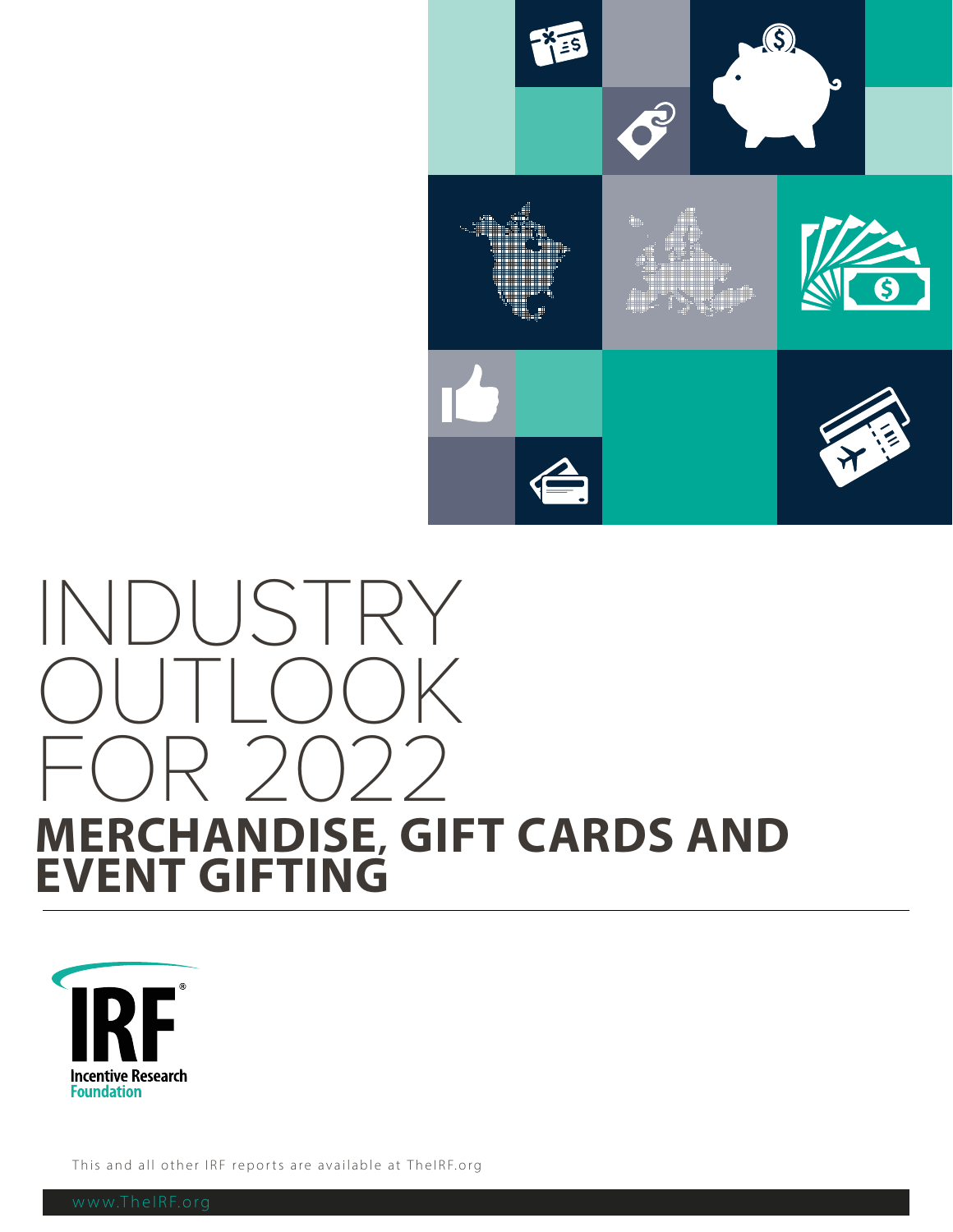# INDUSTRY OUTLOOK FOR 2022

## MERCHANDISE, GIFT CARDS AND EVENT GIFTING

IRF® Incentive Research Foundation

This and all other IRF reports are available at TheIRF.org

www.TheIRF.org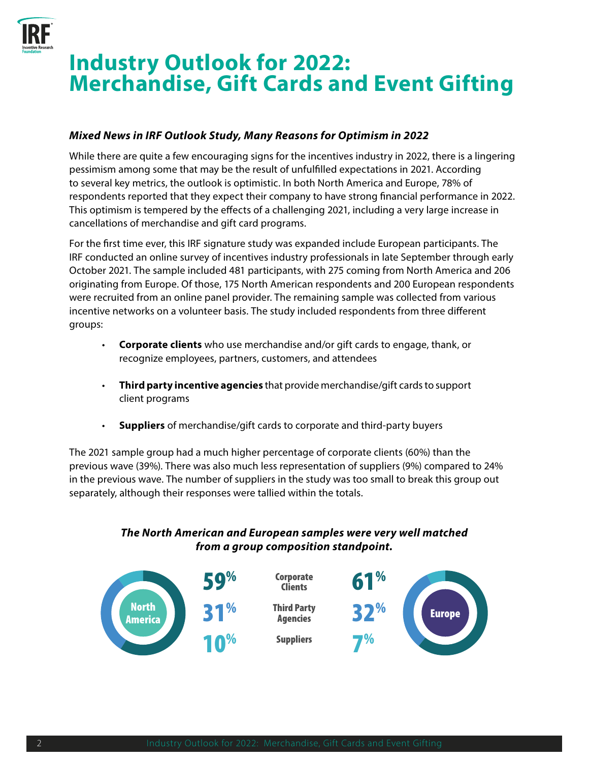# Industry Outlook for 2022: Merchandise, Gift Cards and Event Gifting

### *Mixed News in IRF Outlook Study, Many Reasons for Optimism in 2022*

While there are quite a few encouraging signs for the incentives industry in 2022, there is a lingering pessimism among some that may be the result of unfulfilled expectations in 2021. According to several key metrics, the outlook is optimistic. In both North America and Europe, 78% of respondents reported that they expect their company to have strong financial performance in 2022. This optimism is tempered by the effects of a challenging 2021, including a very large increase in cancellations of merchandise and gift card programs.

For the first time ever, this IRF signature study was expanded include European participants. The IRF conducted an online survey of incentives industry professionals in late September through early October 2021. The sample included 481 participants, with 275 coming from North America and 206 originating from Europe. Of those, 175 North American respondents and 200 European respondents were recruited from an online panel provider. The remaining sample was collected from various incentive networks on a volunteer basis. The study included respondents from three different groups:

- **Corporate clients** who use merchandise and/or gift cards to engage, thank, or recognize employees, partners, customers, and attendees
- **Third party incentive agencies** that provide merchandise/gift cards to support client programs
- **Suppliers** of merchandise/gift cards to corporate and third-party buyers

The 2021 sample group had a much higher percentage of corporate clients (60%) than the previous wave (39%). There was also much less representation of suppliers (9%) compared to 24% in the previous wave. The number of suppliers in the study was too small to break this group out separately, although their responses were tallied within the totals.

***The North American and European samples were very well matched from a group composition standpoint.***

| North America | | Europe |
|---|---|---|
| 59% | Corporate Clients | 61% |
| 31% | Third Party Agencies | 32% |
| 10% | Suppliers | 7% |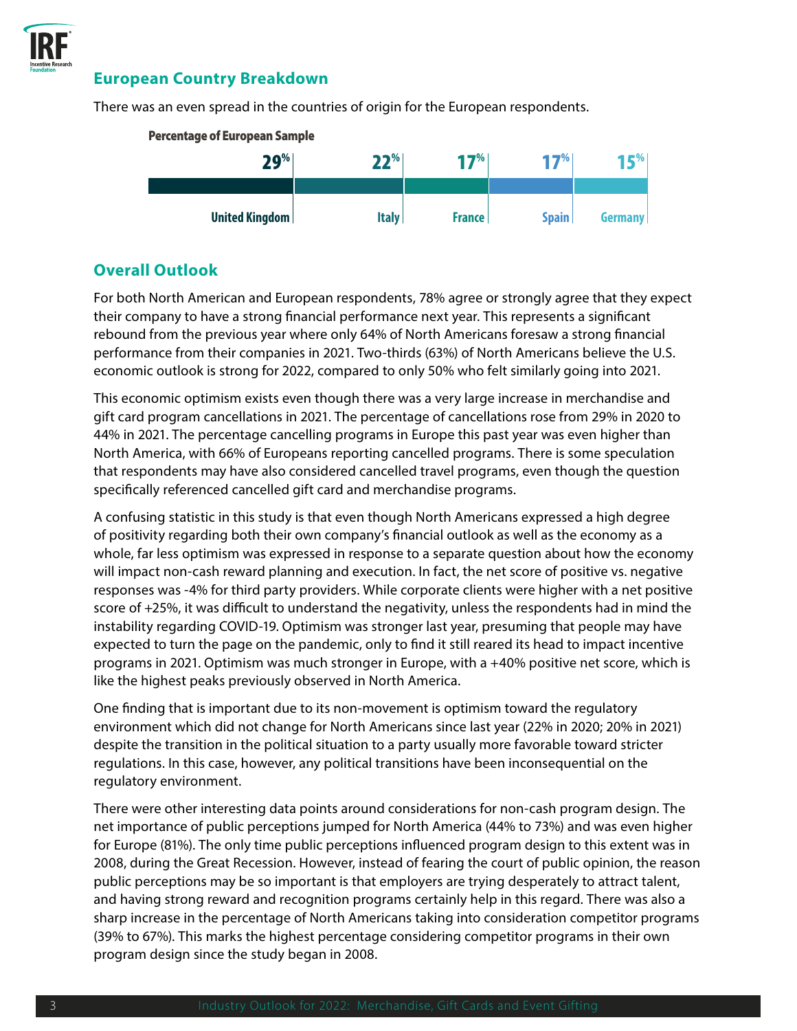## European Country Breakdown

There was an even spread in the countries of origin for the European respondents.

**Percentage of European Sample**

| United Kingdom | Italy | France | Spain | Germany |
|---|---|---|---|---|
| 29% | 22% | 17% | 17% | 15% |

## Overall Outlook

For both North American and European respondents, 78% agree or strongly agree that they expect their company to have a strong financial performance next year. This represents a significant rebound from the previous year where only 64% of North Americans foresaw a strong financial performance from their companies in 2021. Two-thirds (63%) of North Americans believe the U.S. economic outlook is strong for 2022, compared to only 50% who felt similarly going into 2021.

This economic optimism exists even though there was a very large increase in merchandise and gift card program cancellations in 2021. The percentage of cancellations rose from 29% in 2020 to 44% in 2021. The percentage cancelling programs in Europe this past year was even higher than North America, with 66% of Europeans reporting cancelled programs. There is some speculation that respondents may have also considered cancelled travel programs, even though the question specifically referenced cancelled gift card and merchandise programs.

A confusing statistic in this study is that even though North Americans expressed a high degree of positivity regarding both their own company's financial outlook as well as the economy as a whole, far less optimism was expressed in response to a separate question about how the economy will impact non-cash reward planning and execution. In fact, the net score of positive vs. negative responses was -4% for third party providers. While corporate clients were higher with a net positive score of +25%, it was difficult to understand the negativity, unless the respondents had in mind the instability regarding COVID-19. Optimism was stronger last year, presuming that people may have expected to turn the page on the pandemic, only to find it still reared its head to impact incentive programs in 2021. Optimism was much stronger in Europe, with a +40% positive net score, which is like the highest peaks previously observed in North America.

One finding that is important due to its non-movement is optimism toward the regulatory environment which did not change for North Americans since last year (22% in 2020; 20% in 2021) despite the transition in the political situation to a party usually more favorable toward stricter regulations. In this case, however, any political transitions have been inconsequential on the regulatory environment.

There were other interesting data points around considerations for non-cash program design. The net importance of public perceptions jumped for North America (44% to 73%) and was even higher for Europe (81%). The only time public perceptions influenced program design to this extent was in 2008, during the Great Recession. However, instead of fearing the court of public opinion, the reason public perceptions may be so important is that employers are trying desperately to attract talent, and having strong reward and recognition programs certainly help in this regard. There was also a sharp increase in the percentage of North Americans taking into consideration competitor programs (39% to 67%). This marks the highest percentage considering competitor programs in their own program design since the study began in 2008.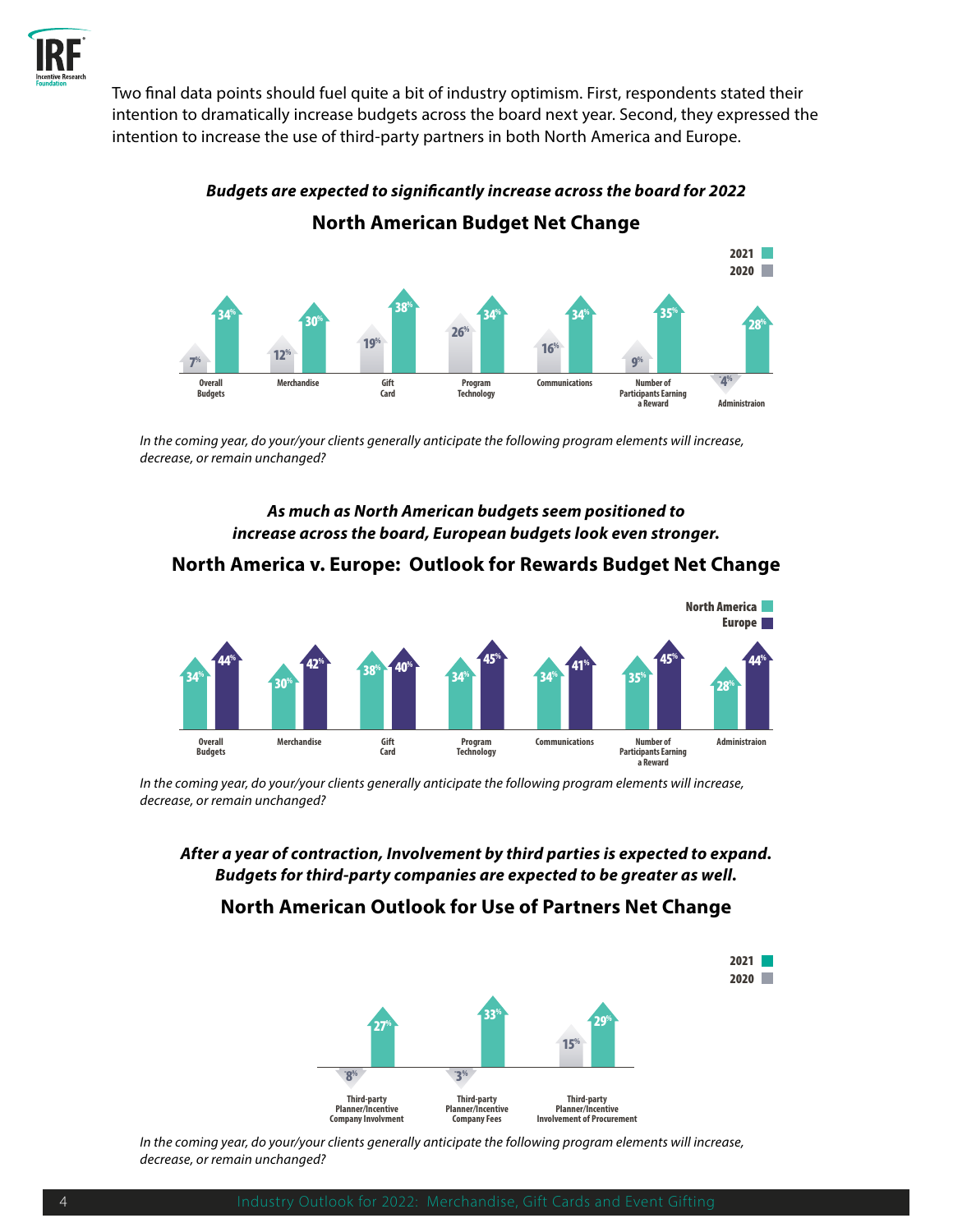Two final data points should fuel quite a bit of industry optimism. First, respondents stated their intention to dramatically increase budgets across the board next year. Second, they expressed the intention to increase the use of third-party partners in both North America and Europe.

***Budgets are expected to significantly increase across the board for 2022***

## North American Budget Net Change

| | 2020 | 2021 |
|---|---|---|
| Overall Budgets | 7% | 34% |
| Merchandise | 12% | 30% |
| Gift Card | 19% | 38% |
| Program Technology | 26% | 34% |
| Communications | 16% | 34% |
| Number of Participants Earning a Reward | 9% | 35% |
| Administraion | -4% | 28% |

*In the coming year, do your/your clients generally anticipate the following program elements will increase, decrease, or remain unchanged?*

***As much as North American budgets seem positioned to increase across the board, European budgets look even stronger.***

## North America v. Europe: Outlook for Rewards Budget Net Change

| | North America | Europe |
|---|---|---|
| Overall Budgets | 34% | 44% |
| Merchandise | 30% | 42% |
| Gift Card | 38% | 40% |
| Program Technology | 34% | 45% |
| Communications | 34% | 41% |
| Number of Participants Earning a Reward | 35% | 45% |
| Administraion | 28% | 44% |

*In the coming year, do your/your clients generally anticipate the following program elements will increase, decrease, or remain unchanged?*

***After a year of contraction, Involvement by third parties is expected to expand. Budgets for third-party companies are expected to be greater as well.***

## North American Outlook for Use of Partners Net Change

| | 2020 | 2021 |
|---|---|---|
| Third-party Planner/Incentive Company Involvment | -8% | 27% |
| Third-party Planner/Incentive Company Fees | -3% | 33% |
| Third-party Planner/Incentive Involvement of Procurement | 15% | 29% |

*In the coming year, do your/your clients generally anticipate the following program elements will increase, decrease, or remain unchanged?*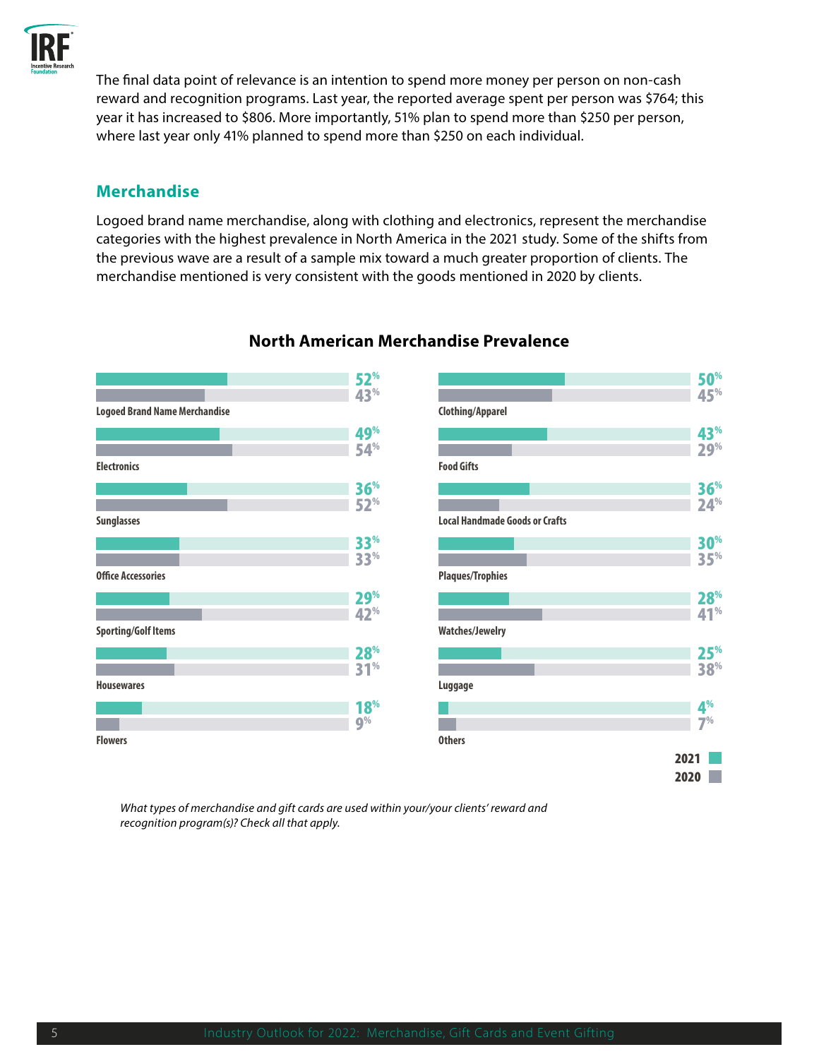The final data point of relevance is an intention to spend more money per person on non-cash reward and recognition programs. Last year, the reported average spent per person was $764; this year it has increased to $806. More importantly, 51% plan to spend more than $250 per person, where last year only 41% planned to spend more than $250 on each individual.

## Merchandise

Logoed brand name merchandise, along with clothing and electronics, represent the merchandise categories with the highest prevalence in North America in the 2021 study. Some of the shifts from the previous wave are a result of a sample mix toward a much greater proportion of clients. The merchandise mentioned is very consistent with the goods mentioned in 2020 by clients.

### North American Merchandise Prevalence

| Category | 2021 | 2020 |
|---|---|---|
| Logoed Brand Name Merchandise | 52% | 43% |
| Electronics | 49% | 54% |
| Sunglasses | 36% | 52% |
| Office Accessories | 33% | 33% |
| Sporting/Golf Items | 29% | 42% |
| Housewares | 28% | 31% |
| Flowers | 18% | 9% |
| Clothing/Apparel | 50% | 45% |
| Food Gifts | 43% | 29% |
| Local Handmade Goods or Crafts | 36% | 24% |
| Plaques/Trophies | 30% | 35% |
| Watches/Jewelry | 28% | 41% |
| Luggage | 25% | 38% |
| Others | 4% | 7% |

*What types of merchandise and gift cards are used within your/your clients' reward and recognition program(s)? Check all that apply.*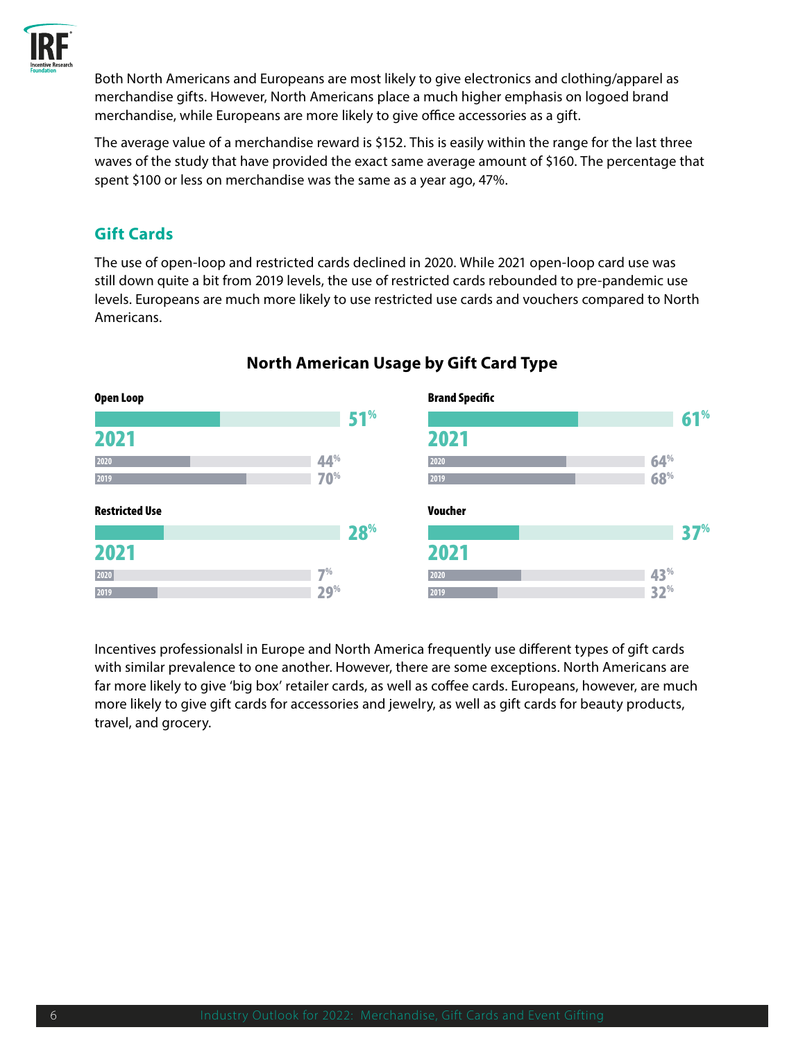Both North Americans and Europeans are most likely to give electronics and clothing/apparel as merchandise gifts. However, North Americans place a much higher emphasis on logoed brand merchandise, while Europeans are more likely to give office accessories as a gift.

The average value of a merchandise reward is $152. This is easily within the range for the last three waves of the study that have provided the exact same average amount of $160. The percentage that spent $100 or less on merchandise was the same as a year ago, 47%.

## Gift Cards

The use of open-loop and restricted cards declined in 2020. While 2021 open-loop card use was still down quite a bit from 2019 levels, the use of restricted cards rebounded to pre-pandemic use levels. Europeans are much more likely to use restricted use cards and vouchers compared to North Americans.

### North American Usage by Gift Card Type

| Gift Card Type | 2021 | 2020 | 2019 |
|---|---|---|---|
| Open Loop | 51% | 44% | 70% |
| Brand Specific | 61% | 64% | 68% |
| Restricted Use | 28% | 7% | 29% |
| Voucher | 37% | 43% | 32% |

Incentives professionalsl in Europe and North America frequently use different types of gift cards with similar prevalence to one another. However, there are some exceptions. North Americans are far more likely to give 'big box' retailer cards, as well as coffee cards. Europeans, however, are much more likely to give gift cards for accessories and jewelry, as well as gift cards for beauty products, travel, and grocery.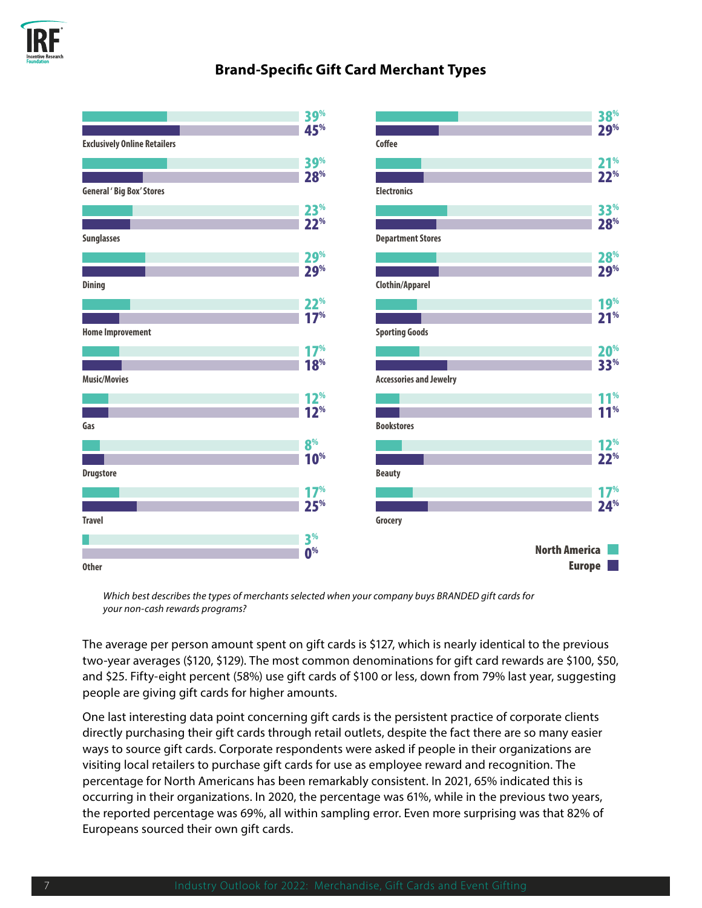## Brand-Specific Gift Card Merchant Types

| Merchant Type | North America | Europe |
|---|---|---|
| Exclusively Online Retailers | 39% | 45% |
| General 'Big Box' Stores | 39% | 28% |
| Sunglasses | 23% | 22% |
| Dining | 29% | 29% |
| Home Improvement | 22% | 17% |
| Music/Movies | 17% | 18% |
| Gas | 12% | 12% |
| Drugstore | 8% | 10% |
| Travel | 17% | 25% |
| Other | 3% | 0% |
| Coffee | 38% | 29% |
| Electronics | 21% | 22% |
| Department Stores | 33% | 28% |
| Clothin/Apparel | 28% | 29% |
| Sporting Goods | 19% | 21% |
| Accessories and Jewelry | 20% | 33% |
| Bookstores | 11% | 11% |
| Beauty | 12% | 22% |
| Grocery | 17% | 24% |

*Which best describes the types of merchants selected when your company buys BRANDED gift cards for your non-cash rewards programs?*

The average per person amount spent on gift cards is $127, which is nearly identical to the previous two-year averages ($120, $129). The most common denominations for gift card rewards are $100, $50, and $25. Fifty-eight percent (58%) use gift cards of $100 or less, down from 79% last year, suggesting people are giving gift cards for higher amounts.

One last interesting data point concerning gift cards is the persistent practice of corporate clients directly purchasing their gift cards through retail outlets, despite the fact there are so many easier ways to source gift cards. Corporate respondents were asked if people in their organizations are visiting local retailers to purchase gift cards for use as employee reward and recognition. The percentage for North Americans has been remarkably consistent. In 2021, 65% indicated this is occurring in their organizations. In 2020, the percentage was 61%, while in the previous two years, the reported percentage was 69%, all within sampling error. Even more surprising was that 82% of Europeans sourced their own gift cards.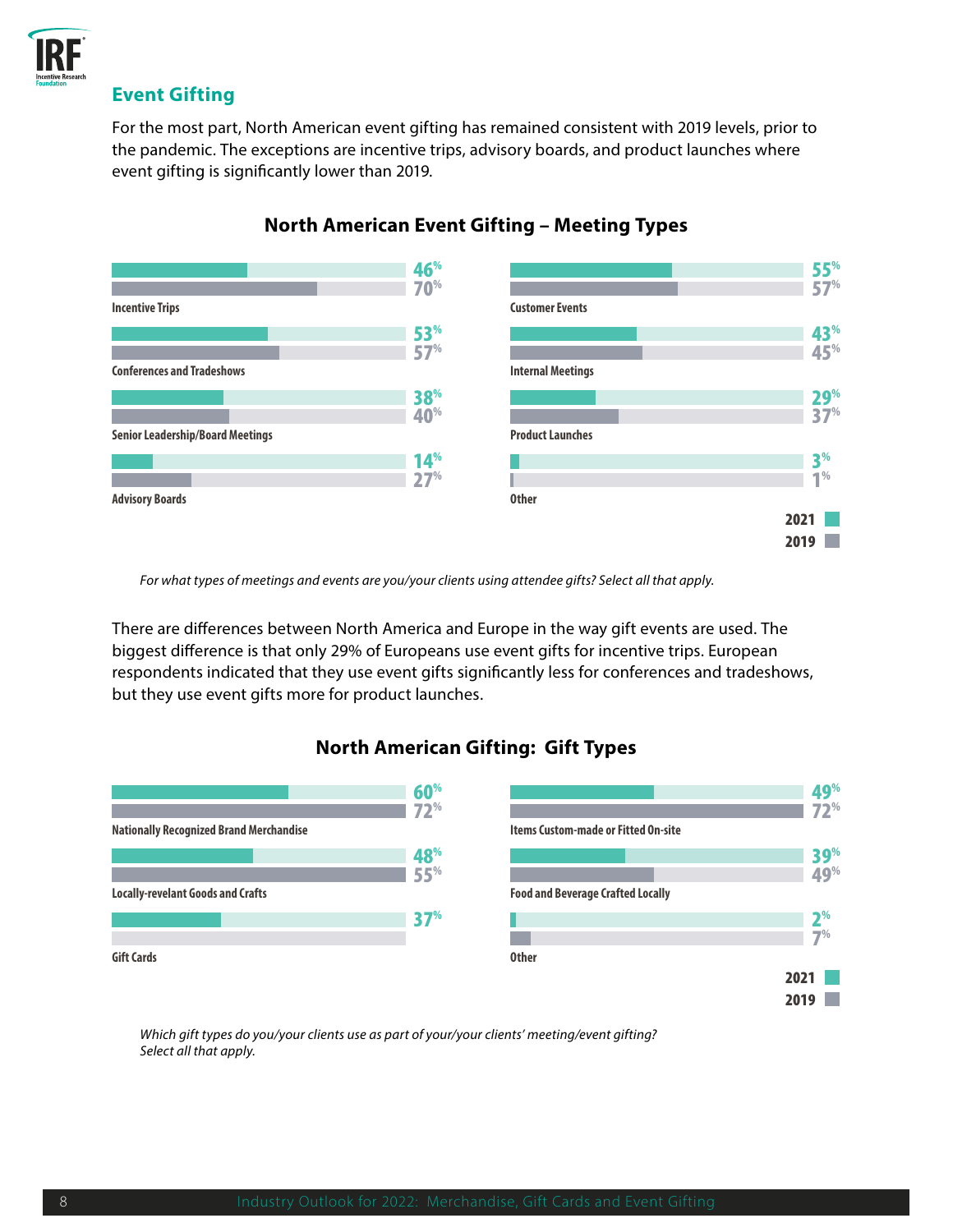## Event Gifting

For the most part, North American event gifting has remained consistent with 2019 levels, prior to the pandemic. The exceptions are incentive trips, advisory boards, and product launches where event gifting is significantly lower than 2019.

### North American Event Gifting – Meeting Types

| Meeting Type | 2021 | 2019 |
| --- | --- | --- |
| Incentive Trips | 46% | 70% |
| Conferences and Tradeshows | 53% | 57% |
| Senior Leadership/Board Meetings | 38% | 40% |
| Advisory Boards | 14% | 27% |
| Customer Events | 55% | 57% |
| Internal Meetings | 43% | 45% |
| Product Launches | 29% | 37% |
| Other | 3% | 1% |

*For what types of meetings and events are you/your clients using attendee gifts? Select all that apply.*

There are differences between North America and Europe in the way gift events are used. The biggest difference is that only 29% of Europeans use event gifts for incentive trips. European respondents indicated that they use event gifts significantly less for conferences and tradeshows, but they use event gifts more for product launches.

### North American Gifting: Gift Types

| Gift Type | 2021 | 2019 |
| --- | --- | --- |
| Nationally Recognized Brand Merchandise | 60% | 72% |
| Locally-revelant Goods and Crafts | 48% | 55% |
| Gift Cards | 37% | |
| Items Custom-made or Fitted On-site | 49% | 72% |
| Food and Beverage Crafted Locally | 39% | 49% |
| Other | 2% | 7% |

*Which gift types do you/your clients use as part of your/your clients' meeting/event gifting? Select all that apply.*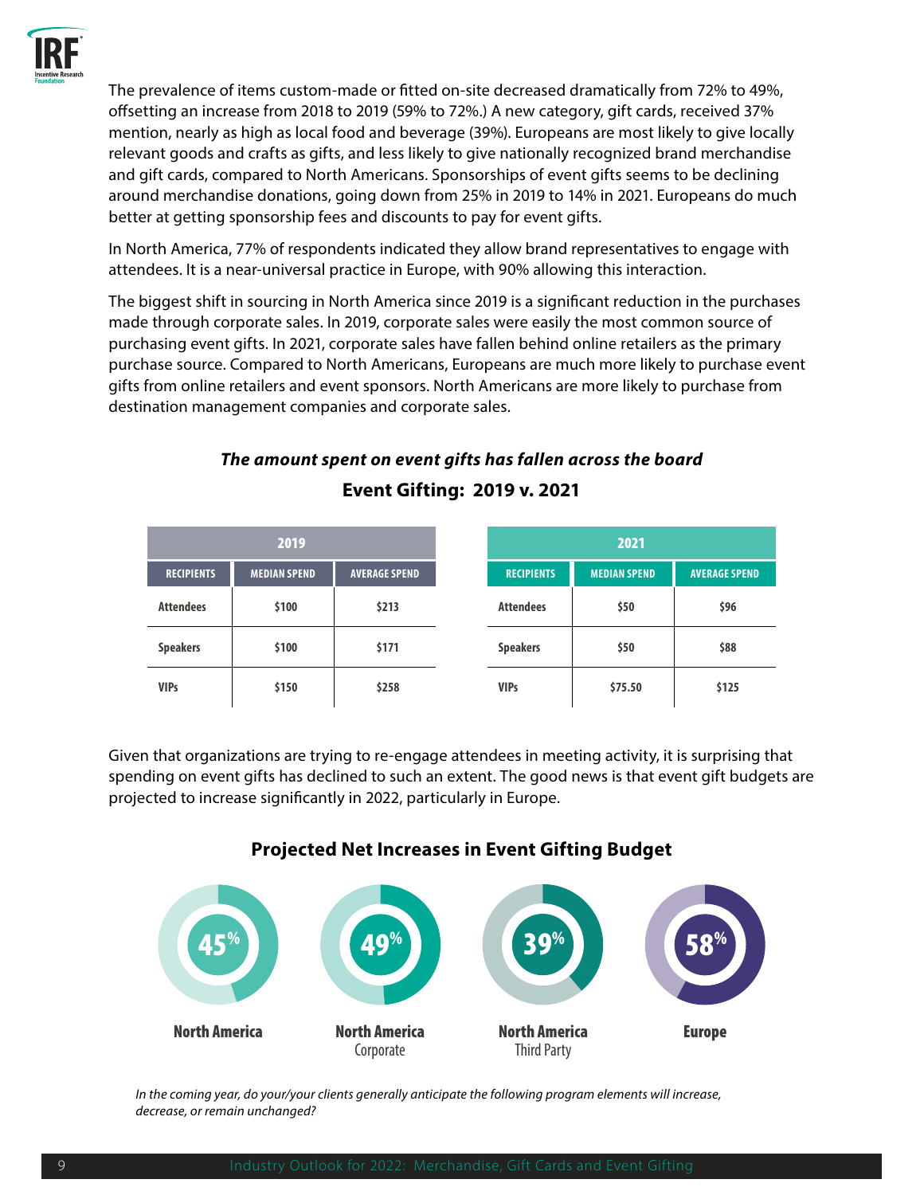The prevalence of items custom-made or fitted on-site decreased dramatically from 72% to 49%, offsetting an increase from 2018 to 2019 (59% to 72%.) A new category, gift cards, received 37% mention, nearly as high as local food and beverage (39%). Europeans are most likely to give locally relevant goods and crafts as gifts, and less likely to give nationally recognized brand merchandise and gift cards, compared to North Americans. Sponsorships of event gifts seems to be declining around merchandise donations, going down from 25% in 2019 to 14% in 2021. Europeans do much better at getting sponsorship fees and discounts to pay for event gifts.

In North America, 77% of respondents indicated they allow brand representatives to engage with attendees. It is a near-universal practice in Europe, with 90% allowing this interaction.

The biggest shift in sourcing in North America since 2019 is a significant reduction in the purchases made through corporate sales. In 2019, corporate sales were easily the most common source of purchasing event gifts. In 2021, corporate sales have fallen behind online retailers as the primary purchase source. Compared to North Americans, Europeans are much more likely to purchase event gifts from online retailers and event sponsors. North Americans are more likely to purchase from destination management companies and corporate sales.

### *The amount spent on event gifts has fallen across the board*

### Event Gifting: 2019 v. 2021

| 2019 | | |
|---|---|---|
| **RECIPIENTS** | **MEDIAN SPEND** | **AVERAGE SPEND** |
| Attendees | $100 | $213 |
| Speakers | $100 | $171 |
| VIPs | $150 | $258 |

| 2021 | | |
|---|---|---|
| **RECIPIENTS** | **MEDIAN SPEND** | **AVERAGE SPEND** |
| Attendees | $50 | $96 |
| Speakers | $50 | $88 |
| VIPs | $75.50 | $125 |

Given that organizations are trying to re-engage attendees in meeting activity, it is surprising that spending on event gifts has declined to such an extent. The good news is that event gift budgets are projected to increase significantly in 2022, particularly in Europe.

### Projected Net Increases in Event Gifting Budget

| North America | North America Corporate | North America Third Party | Europe |
|---|---|---|---|
| 45% | 49% | 39% | 58% |

*In the coming year, do your/your clients generally anticipate the following program elements will increase, decrease, or remain unchanged?*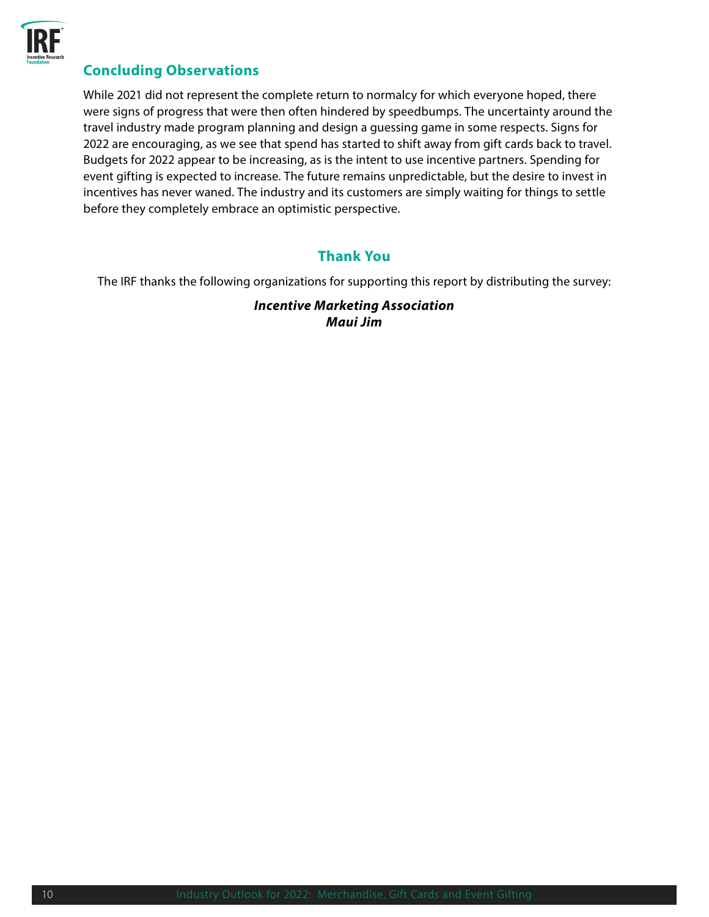## Concluding Observations

While 2021 did not represent the complete return to normalcy for which everyone hoped, there were signs of progress that were then often hindered by speedbumps. The uncertainty around the travel industry made program planning and design a guessing game in some respects. Signs for 2022 are encouraging, as we see that spend has started to shift away from gift cards back to travel. Budgets for 2022 appear to be increasing, as is the intent to use incentive partners. Spending for event gifting is expected to increase. The future remains unpredictable, but the desire to invest in incentives has never waned. The industry and its customers are simply waiting for things to settle before they completely embrace an optimistic perspective.

## Thank You

The IRF thanks the following organizations for supporting this report by distributing the survey:

***Incentive Marketing Association***
***Maui Jim***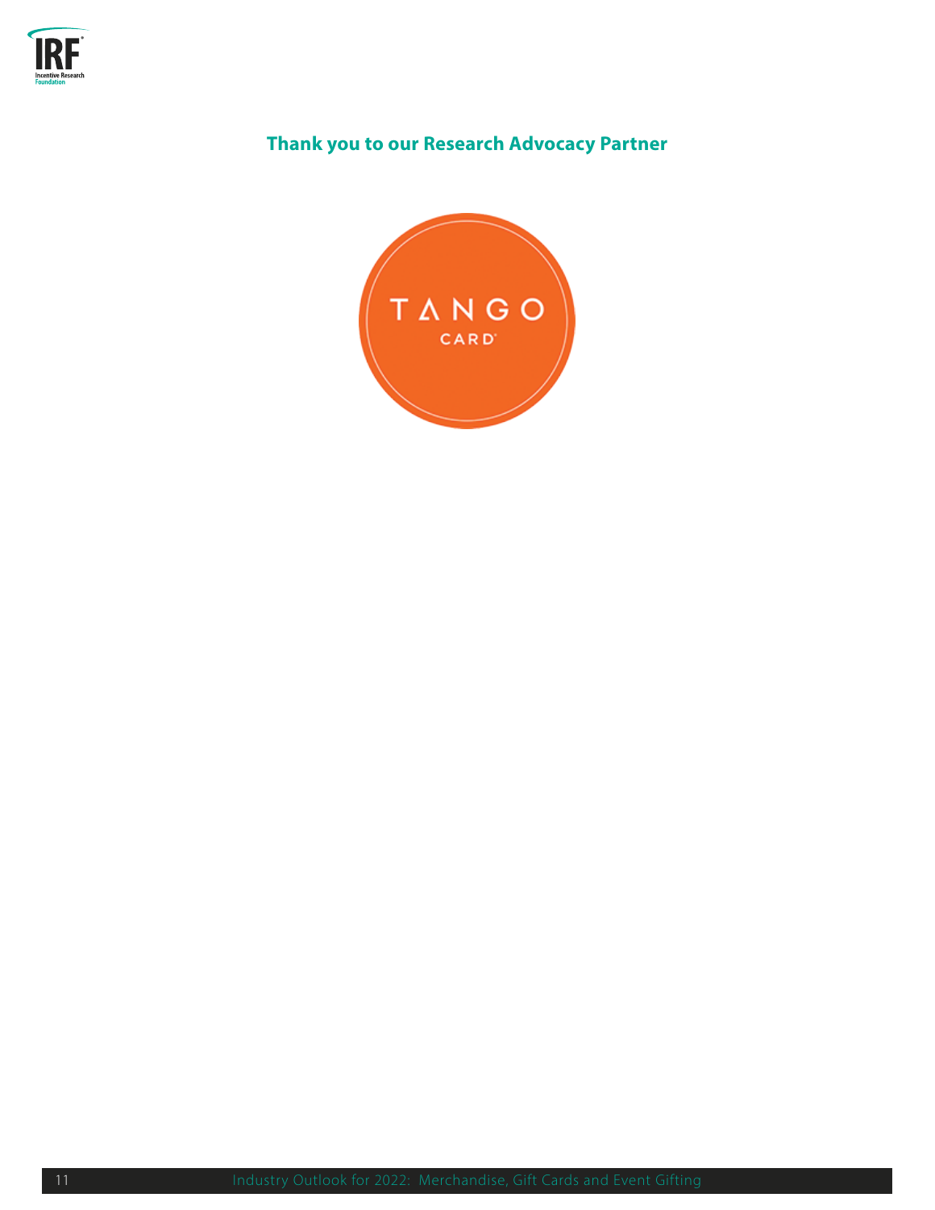## Thank you to our Research Advocacy Partner

TANGO CARD